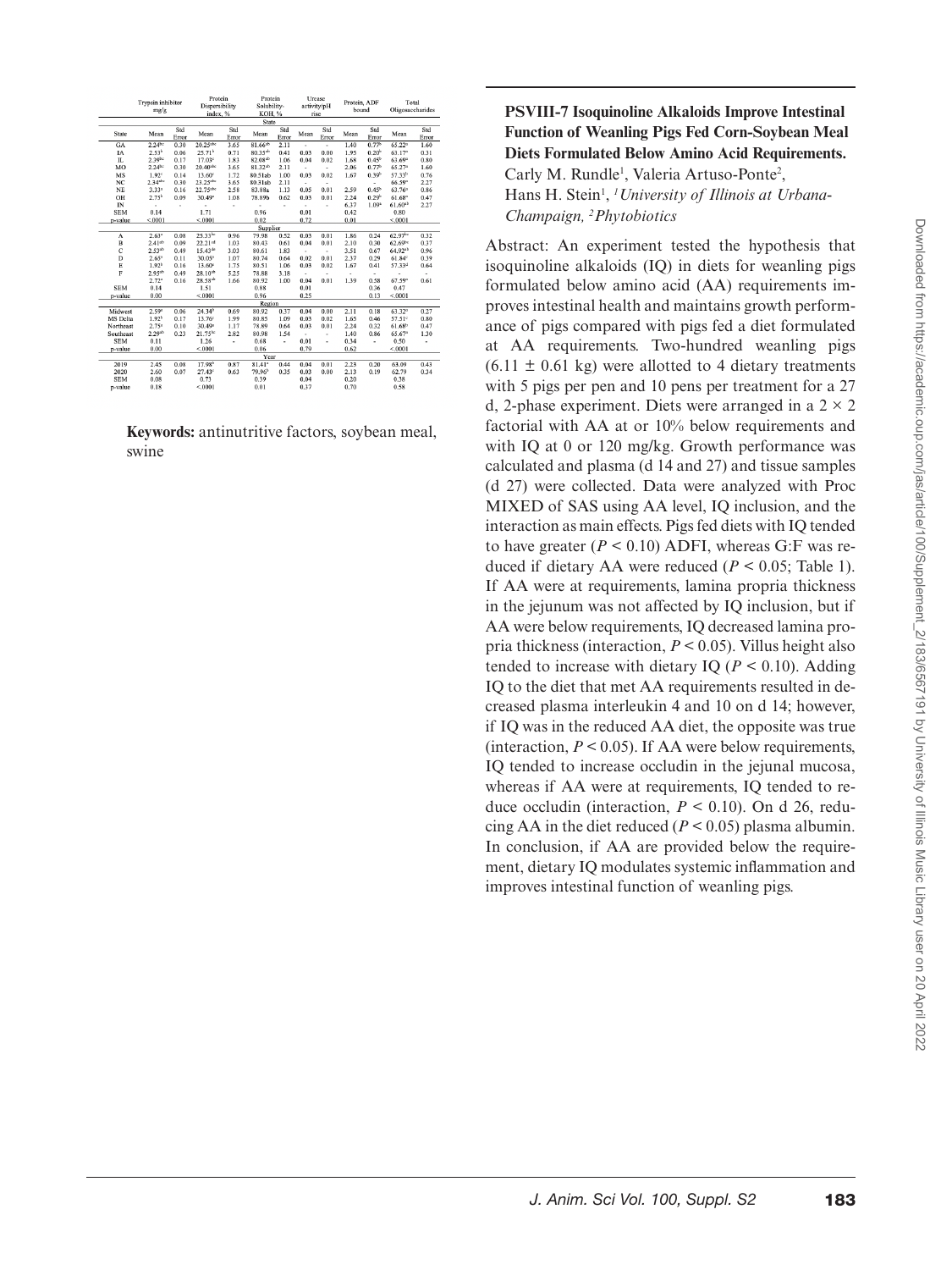| | Trypsin inhibitor mg/g | | Protein Dispersibility index, % | | Protein Solubility-KOH, % | | Urease activity/pH rise | | Protein, ADF bound | | Total Oligosaccharides | |
|---|---|---|---|---|---|---|---|---|---|---|---|---|
| | | | | | State | | | | | | | |
| State | Mean | Std Error | Mean | Std Error | Mean | Std Error | Mean | Std Error | Mean | Std Error | Mean | Std Error |
| GA | 2.24[bc] | 0.30 | 20.25[abc] | 3.65 | 81.66[ab] | 2.11 | - | - | 1.40 | 0.77[b] | 65.22[a] | 1.60 |
| IA | 2.53[b] | 0.06 | 25.71[b] | 0.71 | 80.35[ab] | 0.41 | 0.03 | 0.00 | 1.95 | 0.20[b] | 63.17[a] | 0.31 |
| IL | 2.39[bc] | 0.17 | 17.03[c] | 1.83 | 82.08[ab] | 1.06 | 0.04 | 0.02 | 1.68 | 0.45[b] | 63.69[a] | 0.80 |
| MO | 2.24[bc] | 0.30 | 20.40[abc] | 3.65 | 81.32[ab] | 2.11 | - | - | 2.06 | 0.77[b] | 65.27[a] | 1.60 |
| MS | 1.92[c] | 0.14 | 13.60[c] | 1.72 | 80.51ab | 1.00 | 0.03 | 0.02 | 1.67 | 0.39[b] | 57.33[b] | 0.76 |
| NC | 2.34[abc] | 0.30 | 23.25[abc] | 3.65 | 80.31ab | 2.11 | - | - | - | - | 66.59[a] | 2.27 |
| NE | 3.33[a] | 0.16 | 22.75[abc] | 2.58 | 83.88a | 1.13 | 0.05 | 0.01 | 2.59 | 0.45[b] | 63.76[a] | 0.86 |
| OH | 2.75[b] | 0.09 | 30.49[a] | 1.08 | 78.89b | 0.62 | 0.03 | 0.01 | 2.24 | 0.29[b] | 61.68[a] | 0.47 |
| IN | - | - | - | - | - | - | - | - | 6.37 | 1.09[a] | 61.60[ab] | 2.27 |
| SEM | 0.14 | | 1.71 | | 0.96 | | 0.01 | | 0.42 | | 0.80 | |
| p-value | <.0001 | | <.0001 | | 0.02 | | 0.72 | | 0.01 | | <.0001 | |
| | | | | | Supplier | | | | | | | |
| A | 2.63[a] | 0.08 | 25.33[bc] | 0.96 | 79.98 | 0.52 | 0.03 | 0.01 | 1.86 | 0.24 | 62.97[bc] | 0.32 |
| B | 2.41[ab] | 0.09 | 22.21[cd] | 1.03 | 80.43 | 0.61 | 0.04 | 0.01 | 2.10 | 0.30 | 62.69[bc] | 0.37 |
| C | 2.53[ab] | 0.49 | 15.43[de] | 3.03 | 80.61 | 1.83 | - | - | 3.51 | 0.67 | 64.92[ab] | 0.96 |
| D | 2.65[a] | 0.11 | 30.05[a] | 1.07 | 80.74 | 0.64 | 0.02 | 0.01 | 2.37 | 0.29 | 61.84[c] | 0.39 |
| E | 1.92[b] | 0.16 | 13.60[e] | 1.75 | 80.51 | 1.06 | 0.03 | 0.02 | 1.67 | 0.41 | 57.33[d] | 0.64 |
| F | 2.95[ab] | 0.49 | 28.10[ab] | 5.25 | 78.88 | 3.18 | - | - | - | - | - | - |
| | 2.72[a] | 0.16 | 28.58[ab] | 1.66 | 80.92 | 1.00 | 0.04 | 0.01 | 1.39 | 0.58 | 67.59[a] | 0.61 |
| SEM | 0.14 | | 1.51 | | 0.88 | | 0.01 | | 0.36 | | 0.47 | |
| p-value | 0.00 | | <.0001 | | 0.96 | | 0.25 | | 0.13 | | <.0001 | |
| | | | | | Region | | | | | | | |
| Midwest | 2.59[a] | 0.06 | 24.34[b] | 0.69 | 80.92 | 0.37 | 0.04 | 0.00 | 2.11 | 0.18 | 63.32[a] | 0.27 |
| MS Delta | 1.92[b] | 0.17 | 13.76[c] | 1.99 | 80.85 | 1.09 | 0.03 | 0.02 | 1.65 | 0.46 | 57.51[c] | 0.80 |
| Northeast | 2.75[a] | 0.10 | 30.49[a] | 1.17 | 78.89 | 0.64 | 0.03 | 0.01 | 2.24 | 0.32 | 61.68[b] | 0.47 |
| Southeast | 2.29[ab] | 0.23 | 21.75[bc] | 2.82 | 80.98 | 1.54 | - | - | 1.40 | 0.86 | 65.67[a] | 1.30 |
| SEM | 0.11 | | 1.26 | | 0.68 | | 0.01 | | 0.34 | | 0.50 | |
| p-value | 0.00 | | <.0001 | | 0.06 | | 0.79 | | 0.62 | | <.0001 | |
| | | | | | Year | | | | | | | |
| 2019 | 2.45 | 0.08 | 17.98[x] | 0.87 | 81.41[a] | 0.44 | 0.04 | 0.01 | 2.23 | 0.20 | 63.09 | 0.43 |
| 2020 | 2.60 | 0.07 | 27.43[y] | 0.63 | 79.96[b] | 0.35 | 0.03 | 0.00 | 2.13 | 0.19 | 62.79 | 0.34 |
| SEM | 0.08 | | 0.73 | | 0.39 | | 0.04 | | 0.20 | | 0.38 | |
| p-value | 0.18 | | <.0001 | | 0.01 | | 0.37 | | 0.70 | | 0.58 | |

**Keywords:** antinutritive factors, soybean meal, swine

**PSVIII-7 Isoquinoline Alkaloids Improve Intestinal Function of Weanling Pigs Fed Corn-Soybean Meal Diets Formulated Below Amino Acid Requirements.**
Carly M. Rundle[1], Valeria Artuso-Ponte[2], Hans H. Stein[1], [1]*University of Illinois at Urbana-Champaign*, [2]*Phytobiotics*

Abstract: An experiment tested the hypothesis that isoquinoline alkaloids (IQ) in diets for weanling pigs formulated below amino acid (AA) requirements improves intestinal health and maintains growth performance of pigs compared with pigs fed a diet formulated at AA requirements. Two-hundred weanling pigs ($6.11 \pm 0.61$ kg) were allotted to 4 dietary treatments with 5 pigs per pen and 10 pens per treatment for a 27 d, 2-phase experiment. Diets were arranged in a $2 \times 2$ factorial with AA at or 10% below requirements and with IQ at 0 or 120 mg/kg. Growth performance was calculated and plasma (d 14 and 27) and tissue samples (d 27) were collected. Data were analyzed with Proc MIXED of SAS using AA level, IQ inclusion, and the interaction as main effects. Pigs fed diets with IQ tended to have greater ($P < 0.10$) ADFI, whereas G:F was reduced if dietary AA were reduced ($P < 0.05$; Table 1). If AA were at requirements, lamina propria thickness in the jejunum was not affected by IQ inclusion, but if AA were below requirements, IQ decreased lamina propria thickness (interaction, $P < 0.05$). Villus height also tended to increase with dietary IQ ($P < 0.10$). Adding IQ to the diet that met AA requirements resulted in decreased plasma interleukin 4 and 10 on d 14; however, if IQ was in the reduced AA diet, the opposite was true (interaction, $P < 0.05$). If AA were below requirements, IQ tended to increase occludin in the jejunal mucosa, whereas if AA were at requirements, IQ tended to reduce occludin (interaction, $P < 0.10$). On d 26, reducing AA in the diet reduced ($P < 0.05$) plasma albumin. In conclusion, if AA are provided below the requirement, dietary IQ modulates systemic inflammation and improves intestinal function of weanling pigs.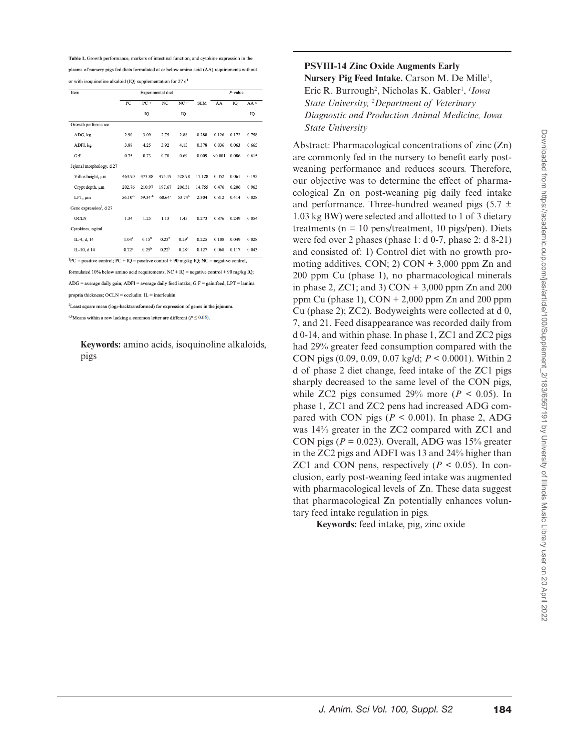**Table 1.** Growth performance, markers of intestinal function, and cytokine expression in the plasma of nursery pigs fed diets formulated at or below amino acid (AA) requirements without or with isoquinoline alkaloid (IQ) supplementation for 27 d[1]

| Item | Experimental diet | | | | | *P*-value | | |
|---|---|---|---|---|---|---|---|---|
| | PC | PC + IQ | NC | NC + IQ | SEM | AA | IQ | AA × IQ |
| Growth performance | | | | | | | | |
| ADG, kg | 2.90 | 3.09 | 2.75 | 2.88 | 0.288 | 0.126 | 0.172 | 0.758 |
| ADFI, kg | 3.88 | 4.25 | 3.92 | 4.15 | 0.378 | 0.836 | 0.063 | 0.665 |
| G:F | 0.75 | 0.73 | 0.70 | 0.69 | 0.009 | <0.001 | 0.086 | 0.615 |
| Jejunal morphology, d 27 | | | | | | | | |
| Villus height, µm | 463.90 | 473.88 | 475.19 | 528.98 | 17.128 | 0.052 | 0.061 | 0.192 |
| Crypt depth, µm | 202.76 | 210.97 | 197.67 | 206.51 | 14.755 | 0.476 | 0.206 | 0.963 |
| LPT, µm | 56.10[ab] | 59.34[ab] | 60.64[a] | 53.74[b] | 2.304 | 0.812 | 0.414 | 0.028 |
| Gene expression[2], d 27 | | | | | | | | |
| OCLN | 1.34 | 1.25 | 1.13 | 1.45 | 0.273 | 0.876 | 0.249 | 0.054 |
| Cytokines, ng/ml | | | | | | | | |
| IL-4, d, 14 | 1.04[a] | 0.15[b] | 0.23[b] | 0.29[b] | 0.225 | 0.108 | 0.049 | 0.028 |
| IL-10, d 14 | 0.72[a] | 0.25[b] | 0.22[b] | 0.28[b] | 0.127 | 0.068 | 0.117 | 0.043 |

[1]PC = positive control; PC + IQ = positive control + 90 mg/kg IQ; NC = negative control, formulated 10% below amino acid requirements; NC + IQ = negative control + 90 mg/kg IQ; ADG = average daily gain; ADFI = average daily feed intake; G:F = gain:feed; LPT = lamina propria thickness; OCLN = occludin; IL = interleukin.

[2]Least square mean ($\log_2$-backtransformed) for expression of genes in the jejunum.

[a,b]Means within a row lacking a common letter are different ($P \leq 0.05$).

**Keywords:** amino acids, isoquinoline alkaloids, pigs

**PSVIII-14 Zinc Oxide Augments Early Nursery Pig Feed Intake.** Carson M. De Mille[1], Eric R. Burrough[2], Nicholas K. Gabler[1], [1]*Iowa State University,* [2]*Department of Veterinary Diagnostic and Production Animal Medicine, Iowa State University*

Abstract: Pharmacological concentrations of zinc (Zn) are commonly fed in the nursery to benefit early post-weaning performance and reduces scours. Therefore, our objective was to determine the effect of pharmacological Zn on post-weaning pig daily feed intake and performance. Three-hundred weaned pigs (5.7 ± 1.03 kg BW) were selected and allotted to 1 of 3 dietary treatments (n = 10 pens/treatment, 10 pigs/pen). Diets were fed over 2 phases (phase 1: d 0-7, phase 2: d 8-21) and consisted of: 1) Control diet with no growth promoting additives, CON; 2) CON + 3,000 ppm Zn and 200 ppm Cu (phase 1), no pharmacological minerals in phase 2, ZC1; and 3) CON + 3,000 ppm Zn and 200 ppm Cu (phase 1), CON + 2,000 ppm Zn and 200 ppm Cu (phase 2); ZC2). Bodyweights were collected at d 0, 7, and 21. Feed disappearance was recorded daily from d 0-14, and within phase. In phase 1, ZC1 and ZC2 pigs had 29% greater feed consumption compared with the CON pigs (0.09, 0.09, 0.07 kg/d; $P < 0.0001$). Within 2 d of phase 2 diet change, feed intake of the ZC1 pigs sharply decreased to the same level of the CON pigs, while ZC2 pigs consumed 29% more ($P < 0.05$). In phase 1, ZC1 and ZC2 pens had increased ADG compared with CON pigs ($P < 0.001$). In phase 2, ADG was 14% greater in the ZC2 compared with ZC1 and CON pigs ($P = 0.023$). Overall, ADG was 15% greater in the ZC2 pigs and ADFI was 13 and 24% higher than ZC1 and CON pens, respectively ($P < 0.05$). In conclusion, early post-weaning feed intake was augmented with pharmacological levels of Zn. These data suggest that pharmacological Zn potentially enhances voluntary feed intake regulation in pigs.

**Keywords:** feed intake, pig, zinc oxide